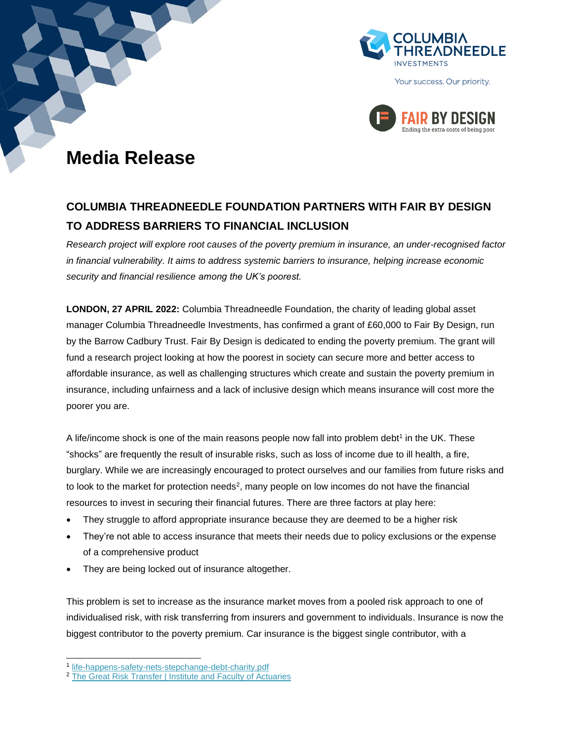# Media Release

## COLUMBIA THREADNEEDLE FOUNDATION PARTNERS WITH FAIR BY DESIGN TO ADDRESS BARRIERS TO FINANCIAL INCLUSION

*Research project will explore root causes of the poverty premium in insurance, an under-recognised factor in financial vulnerability. It aims to address systemic barriers to insurance, helping increase economic security and financial resilience among the UK's poorest.*

**LONDON, 27 APRIL 2022:** Columbia Threadneedle Foundation, the charity of leading global asset manager Columbia Threadneedle Investments, has confirmed a grant of £60,000 to Fair By Design, run by the Barrow Cadbury Trust. Fair By Design is dedicated to ending the poverty premium. The grant will fund a research project looking at how the poorest in society can secure more and better access to affordable insurance, as well as challenging structures which create and sustain the poverty premium in insurance, including unfairness and a lack of inclusive design which means insurance will cost more the poorer you are.

A life/income shock is one of the main reasons people now fall into problem debt[1] in the UK. These "shocks" are frequently the result of insurable risks, such as loss of income due to ill health, a fire, burglary. While we are increasingly encouraged to protect ourselves and our families from future risks and to look to the market for protection needs[2], many people on low incomes do not have the financial resources to invest in securing their financial futures. There are three factors at play here:

- They struggle to afford appropriate insurance because they are deemed to be a higher risk
- They're not able to access insurance that meets their needs due to policy exclusions or the expense of a comprehensive product
- They are being locked out of insurance altogether.

This problem is set to increase as the insurance market moves from a pooled risk approach to one of individualised risk, with risk transferring from insurers and government to individuals. Insurance is now the biggest contributor to the poverty premium. Car insurance is the biggest single contributor, with a

---

[1] life-happens-safety-nets-stepchange-debt-charity.pdf

[2] The Great Risk Transfer | Institute and Faculty of Actuaries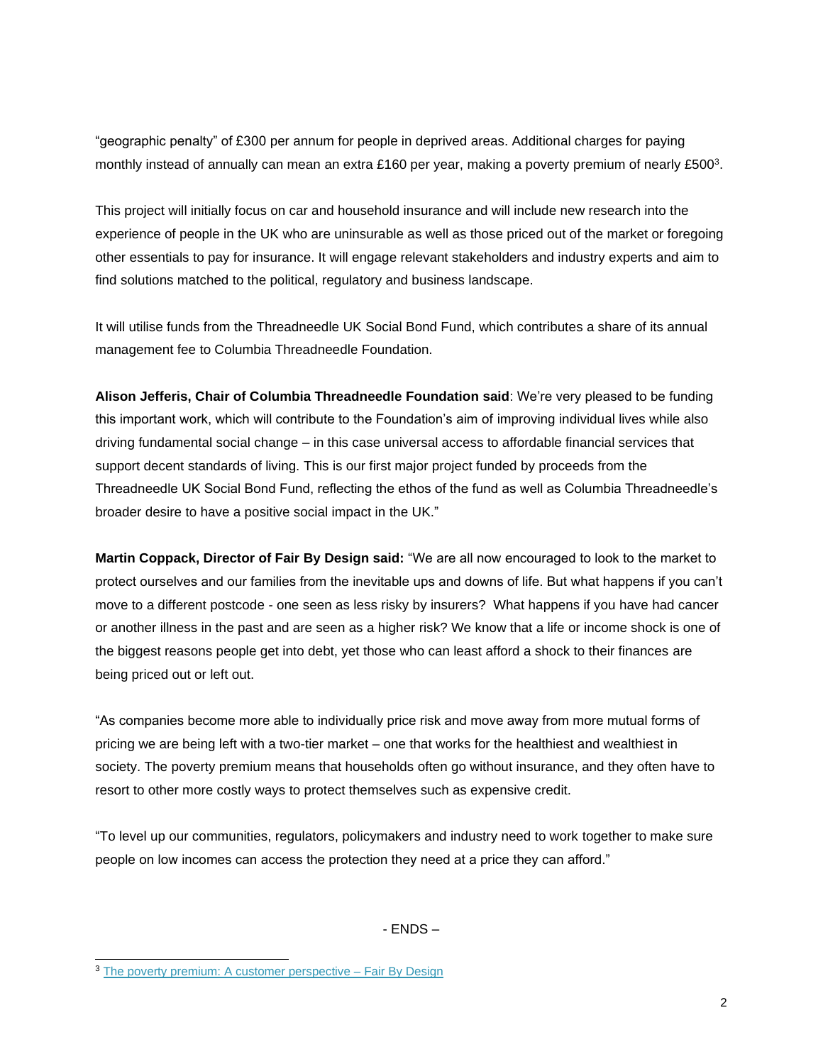"geographic penalty" of £300 per annum for people in deprived areas. Additional charges for paying monthly instead of annually can mean an extra £160 per year, making a poverty premium of nearly £500[3].

This project will initially focus on car and household insurance and will include new research into the experience of people in the UK who are uninsurable as well as those priced out of the market or foregoing other essentials to pay for insurance. It will engage relevant stakeholders and industry experts and aim to find solutions matched to the political, regulatory and business landscape.

It will utilise funds from the Threadneedle UK Social Bond Fund, which contributes a share of its annual management fee to Columbia Threadneedle Foundation.

**Alison Jefferis, Chair of Columbia Threadneedle Foundation said**: We're very pleased to be funding this important work, which will contribute to the Foundation's aim of improving individual lives while also driving fundamental social change – in this case universal access to affordable financial services that support decent standards of living. This is our first major project funded by proceeds from the Threadneedle UK Social Bond Fund, reflecting the ethos of the fund as well as Columbia Threadneedle's broader desire to have a positive social impact in the UK."

**Martin Coppack, Director of Fair By Design said:** "We are all now encouraged to look to the market to protect ourselves and our families from the inevitable ups and downs of life. But what happens if you can't move to a different postcode - one seen as less risky by insurers? What happens if you have had cancer or another illness in the past and are seen as a higher risk? We know that a life or income shock is one of the biggest reasons people get into debt, yet those who can least afford a shock to their finances are being priced out or left out.

"As companies become more able to individually price risk and move away from more mutual forms of pricing we are being left with a two-tier market – one that works for the healthiest and wealthiest in society. The poverty premium means that households often go without insurance, and they often have to resort to other more costly ways to protect themselves such as expensive credit.

"To level up our communities, regulators, policymakers and industry need to work together to make sure people on low incomes can access the protection they need at a price they can afford."

- ENDS –

[3] The poverty premium: A customer perspective – Fair By Design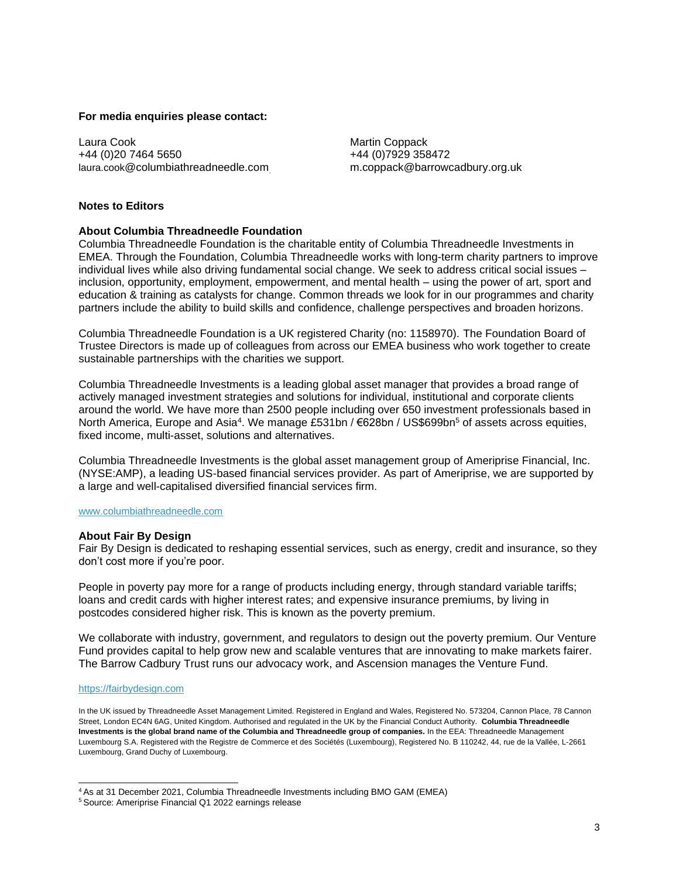**For media enquiries please contact:**

Laura Cook
+44 (0)20 7464 5650
laura.cook@columbiathreadneedle.com

Martin Coppack
+44 (0)7929 358472
m.coppack@barrowcadbury.org.uk

**Notes to Editors**

**About Columbia Threadneedle Foundation**

Columbia Threadneedle Foundation is the charitable entity of Columbia Threadneedle Investments in EMEA. Through the Foundation, Columbia Threadneedle works with long-term charity partners to improve individual lives while also driving fundamental social change. We seek to address critical social issues – inclusion, opportunity, employment, empowerment, and mental health – using the power of art, sport and education & training as catalysts for change. Common threads we look for in our programmes and charity partners include the ability to build skills and confidence, challenge perspectives and broaden horizons.

Columbia Threadneedle Foundation is a UK registered Charity (no: 1158970). The Foundation Board of Trustee Directors is made up of colleagues from across our EMEA business who work together to create sustainable partnerships with the charities we support.

Columbia Threadneedle Investments is a leading global asset manager that provides a broad range of actively managed investment strategies and solutions for individual, institutional and corporate clients around the world. We have more than 2500 people including over 650 investment professionals based in North America, Europe and Asia[4]. We manage £531bn / €628bn / US$699bn[5] of assets across equities, fixed income, multi-asset, solutions and alternatives.

Columbia Threadneedle Investments is the global asset management group of Ameriprise Financial, Inc. (NYSE:AMP), a leading US-based financial services provider. As part of Ameriprise, we are supported by a large and well-capitalised diversified financial services firm.

www.columbiathreadneedle.com

**About Fair By Design**

Fair By Design is dedicated to reshaping essential services, such as energy, credit and insurance, so they don't cost more if you're poor.

People in poverty pay more for a range of products including energy, through standard variable tariffs; loans and credit cards with higher interest rates; and expensive insurance premiums, by living in postcodes considered higher risk. This is known as the poverty premium.

We collaborate with industry, government, and regulators to design out the poverty premium. Our Venture Fund provides capital to help grow new and scalable ventures that are innovating to make markets fairer. The Barrow Cadbury Trust runs our advocacy work, and Ascension manages the Venture Fund.

https://fairbydesign.com

In the UK issued by Threadneedle Asset Management Limited. Registered in England and Wales, Registered No. 573204, Cannon Place, 78 Cannon Street, London EC4N 6AG, United Kingdom. Authorised and regulated in the UK by the Financial Conduct Authority. **Columbia Threadneedle Investments is the global brand name of the Columbia and Threadneedle group of companies.** In the EEA: Threadneedle Management Luxembourg S.A. Registered with the Registre de Commerce et des Sociétés (Luxembourg), Registered No. B 110242, 44, rue de la Vallée, L-2661 Luxembourg, Grand Duchy of Luxembourg.

[4] As at 31 December 2021, Columbia Threadneedle Investments including BMO GAM (EMEA)

[5] Source: Ameriprise Financial Q1 2022 earnings release